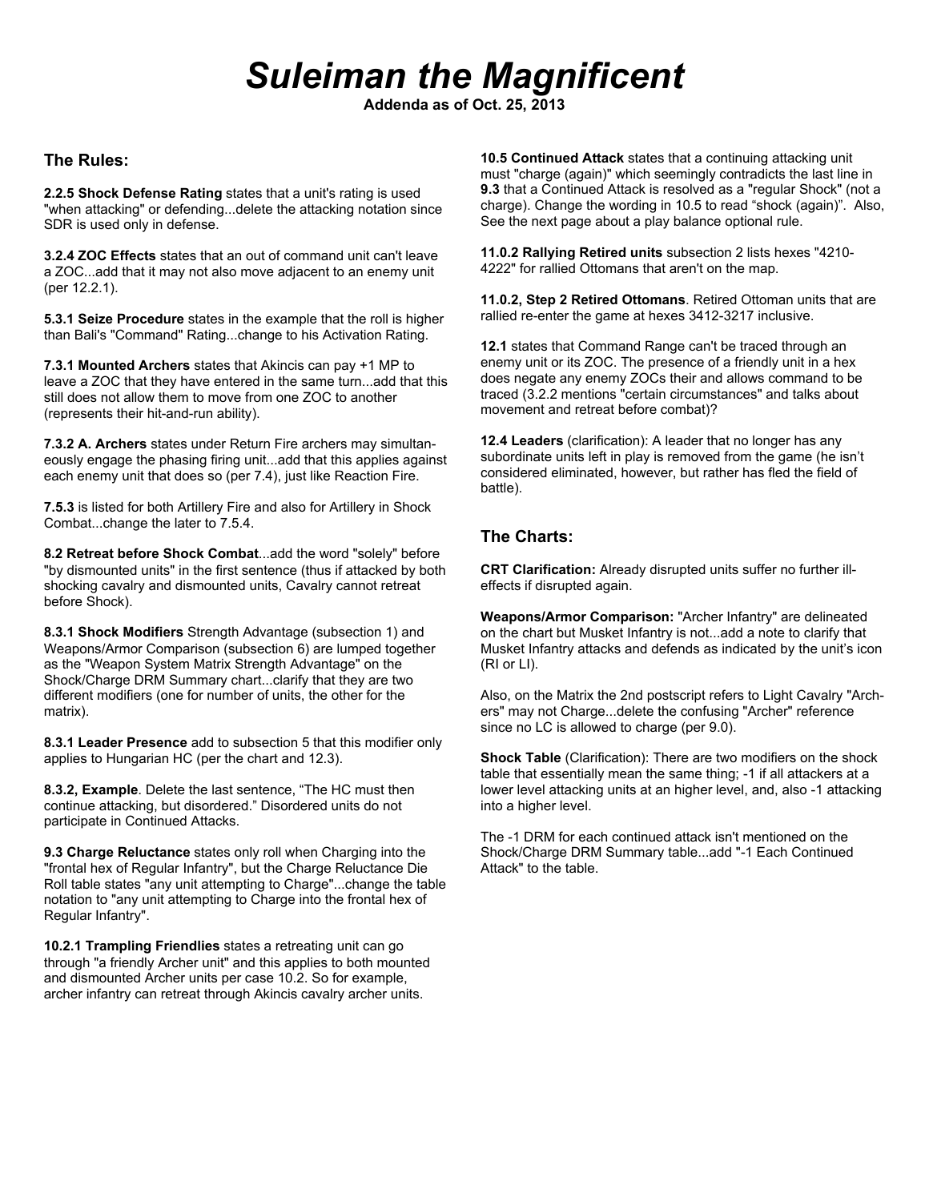# *Suleiman the Magnificent*

**Addenda as of Oct. 25, 2013**

## The Rules:

**2.2.5 Shock Defense Rating** states that a unit's rating is used "when attacking" or defending...delete the attacking notation since SDR is used only in defense.

**3.2.4 ZOC Effects** states that an out of command unit can't leave a ZOC...add that it may not also move adjacent to an enemy unit (per 12.2.1).

**5.3.1 Seize Procedure** states in the example that the roll is higher than Bali's "Command" Rating...change to his Activation Rating.

**7.3.1 Mounted Archers** states that Akincis can pay +1 MP to leave a ZOC that they have entered in the same turn...add that this still does not allow them to move from one ZOC to another (represents their hit-and-run ability).

**7.3.2 A. Archers** states under Return Fire archers may simultaneously engage the phasing firing unit...add that this applies against each enemy unit that does so (per 7.4), just like Reaction Fire.

**7.5.3** is listed for both Artillery Fire and also for Artillery in Shock Combat...change the later to 7.5.4.

**8.2 Retreat before Shock Combat**...add the word "solely" before "by dismounted units" in the first sentence (thus if attacked by both shocking cavalry and dismounted units, Cavalry cannot retreat before Shock).

**8.3.1 Shock Modifiers** Strength Advantage (subsection 1) and Weapons/Armor Comparison (subsection 6) are lumped together as the "Weapon System Matrix Strength Advantage" on the Shock/Charge DRM Summary chart...clarify that they are two different modifiers (one for number of units, the other for the matrix).

**8.3.1 Leader Presence** add to subsection 5 that this modifier only applies to Hungarian HC (per the chart and 12.3).

**8.3.2, Example**. Delete the last sentence, "The HC must then continue attacking, but disordered." Disordered units do not participate in Continued Attacks.

**9.3 Charge Reluctance** states only roll when Charging into the "frontal hex of Regular Infantry", but the Charge Reluctance Die Roll table states "any unit attempting to Charge"...change the table notation to "any unit attempting to Charge into the frontal hex of Regular Infantry".

**10.2.1 Trampling Friendlies** states a retreating unit can go through "a friendly Archer unit" and this applies to both mounted and dismounted Archer units per case 10.2. So for example, archer infantry can retreat through Akincis cavalry archer units.

**10.5 Continued Attack** states that a continuing attacking unit must "charge (again)" which seemingly contradicts the last line in **9.3** that a Continued Attack is resolved as a "regular Shock" (not a charge). Change the wording in 10.5 to read "shock (again)". Also, See the next page about a play balance optional rule.

**11.0.2 Rallying Retired units** subsection 2 lists hexes "4210-4222" for rallied Ottomans that aren't on the map.

**11.0.2, Step 2 Retired Ottomans**. Retired Ottoman units that are rallied re-enter the game at hexes 3412-3217 inclusive.

**12.1** states that Command Range can't be traced through an enemy unit or its ZOC. The presence of a friendly unit in a hex does negate any enemy ZOCs their and allows command to be traced (3.2.2 mentions "certain circumstances" and talks about movement and retreat before combat)?

**12.4 Leaders** (clarification): A leader that no longer has any subordinate units left in play is removed from the game (he isn't considered eliminated, however, but rather has fled the field of battle).

## The Charts:

**CRT Clarification:** Already disrupted units suffer no further ill-effects if disrupted again.

**Weapons/Armor Comparison:** "Archer Infantry" are delineated on the chart but Musket Infantry is not...add a note to clarify that Musket Infantry attacks and defends as indicated by the unit's icon (RI or LI).

Also, on the Matrix the 2nd postscript refers to Light Cavalry "Archers" may not Charge...delete the confusing "Archer" reference since no LC is allowed to charge (per 9.0).

**Shock Table** (Clarification): There are two modifiers on the shock table that essentially mean the same thing; -1 if all attackers at a lower level attacking units at an higher level, and, also -1 attacking into a higher level.

The -1 DRM for each continued attack isn't mentioned on the Shock/Charge DRM Summary table...add "-1 Each Continued Attack" to the table.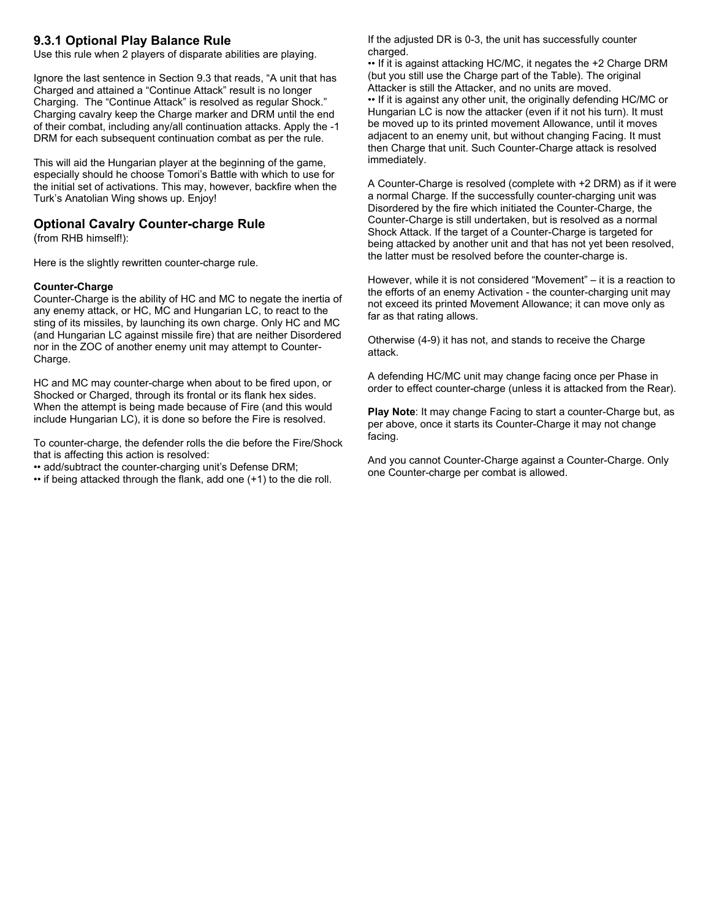## 9.3.1 Optional Play Balance Rule

Use this rule when 2 players of disparate abilities are playing.

Ignore the last sentence in Section 9.3 that reads, “A unit that has Charged and attained a “Continue Attack” result is no longer Charging. The “Continue Attack” is resolved as regular Shock.” Charging cavalry keep the Charge marker and DRM until the end of their combat, including any/all continuation attacks. Apply the -1 DRM for each subsequent continuation combat as per the rule.

This will aid the Hungarian player at the beginning of the game, especially should he choose Tomori’s Battle with which to use for the initial set of activations. This may, however, backfire when the Turk’s Anatolian Wing shows up. Enjoy!

## Optional Cavalry Counter-charge Rule

(from RHB himself!):

Here is the slightly rewritten counter-charge rule.

**Counter-Charge**

Counter-Charge is the ability of HC and MC to negate the inertia of any enemy attack, or HC, MC and Hungarian LC, to react to the sting of its missiles, by launching its own charge. Only HC and MC (and Hungarian LC against missile fire) that are neither Disordered nor in the ZOC of another enemy unit may attempt to Counter-Charge.

HC and MC may counter-charge when about to be fired upon, or Shocked or Charged, through its frontal or its flank hex sides. When the attempt is being made because of Fire (and this would include Hungarian LC), it is done so before the Fire is resolved.

To counter-charge, the defender rolls the die before the Fire/Shock that is affecting this action is resolved:

- add/subtract the counter-charging unit’s Defense DRM;
- if being attacked through the flank, add one (+1) to the die roll.

If the adjusted DR is 0-3, the unit has successfully counter charged.

- If it is against attacking HC/MC, it negates the +2 Charge DRM (but you still use the Charge part of the Table). The original Attacker is still the Attacker, and no units are moved.
- If it is against any other unit, the originally defending HC/MC or Hungarian LC is now the attacker (even if it not his turn). It must be moved up to its printed movement Allowance, until it moves adjacent to an enemy unit, but without changing Facing. It must then Charge that unit. Such Counter-Charge attack is resolved immediately.

A Counter-Charge is resolved (complete with +2 DRM) as if it were a normal Charge. If the successfully counter-charging unit was Disordered by the fire which initiated the Counter-Charge, the Counter-Charge is still undertaken, but is resolved as a normal Shock Attack. If the target of a Counter-Charge is targeted for being attacked by another unit and that has not yet been resolved, the latter must be resolved before the counter-charge is.

However, while it is not considered “Movement” – it is a reaction to the efforts of an enemy Activation - the counter-charging unit may not exceed its printed Movement Allowance; it can move only as far as that rating allows.

Otherwise (4-9) it has not, and stands to receive the Charge attack.

A defending HC/MC unit may change facing once per Phase in order to effect counter-charge (unless it is attacked from the Rear).

**Play Note**: It may change Facing to start a counter-Charge but, as per above, once it starts its Counter-Charge it may not change facing.

And you cannot Counter-Charge against a Counter-Charge. Only one Counter-charge per combat is allowed.